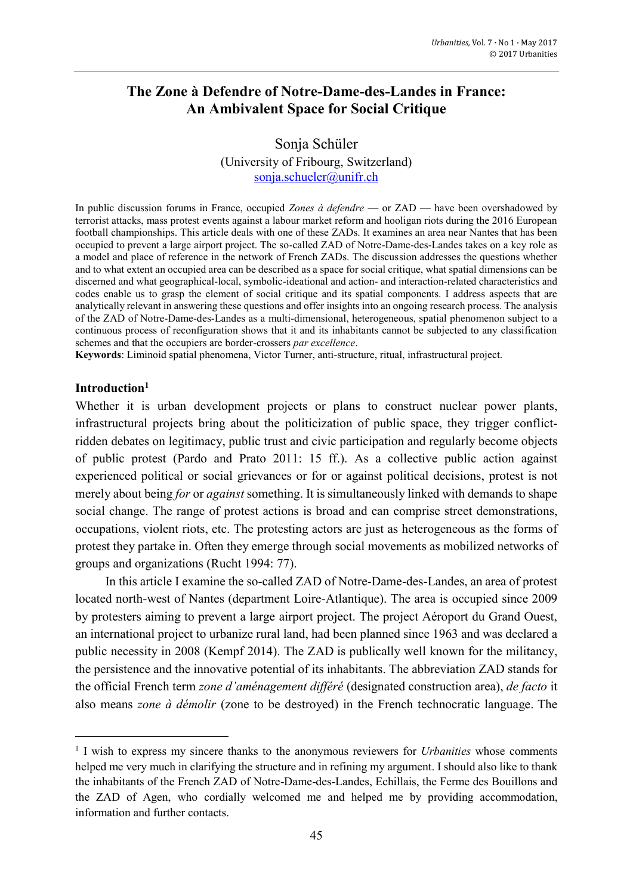# The Zone à Defendre of Notre-Dame-des-Landes in France: An Ambivalent Space for Social Critique

Sonja Schüler
(University of Fribourg, Switzerland)
sonja.schueler@unifr.ch

In public discussion forums in France, occupied *Zones à defendre* — or ZAD — have been overshadowed by terrorist attacks, mass protest events against a labour market reform and hooligan riots during the 2016 European football championships. This article deals with one of these ZADs. It examines an area near Nantes that has been occupied to prevent a large airport project. The so-called ZAD of Notre-Dame-des-Landes takes on a key role as a model and place of reference in the network of French ZADs. The discussion addresses the questions whether and to what extent an occupied area can be described as a space for social critique, what spatial dimensions can be discerned and what geographical-local, symbolic-ideational and action- and interaction-related characteristics and codes enable us to grasp the element of social critique and its spatial components. I address aspects that are analytically relevant in answering these questions and offer insights into an ongoing research process. The analysis of the ZAD of Notre-Dame-des-Landes as a multi-dimensional, heterogeneous, spatial phenomenon subject to a continuous process of reconfiguration shows that it and its inhabitants cannot be subjected to any classification schemes and that the occupiers are border-crossers *par excellence*.

**Keywords**: Liminoid spatial phenomena, Victor Turner, anti-structure, ritual, infrastructural project.

## Introduction[1]

Whether it is urban development projects or plans to construct nuclear power plants, infrastructural projects bring about the politicization of public space, they trigger conflict-ridden debates on legitimacy, public trust and civic participation and regularly become objects of public protest (Pardo and Prato 2011: 15 ff.). As a collective public action against experienced political or social grievances or for or against political decisions, protest is not merely about being *for* or *against* something. It is simultaneously linked with demands to shape social change. The range of protest actions is broad and can comprise street demonstrations, occupations, violent riots, etc. The protesting actors are just as heterogeneous as the forms of protest they partake in. Often they emerge through social movements as mobilized networks of groups and organizations (Rucht 1994: 77).

In this article I examine the so-called ZAD of Notre-Dame-des-Landes, an area of protest located north-west of Nantes (department Loire-Atlantique). The area is occupied since 2009 by protesters aiming to prevent a large airport project. The project Aéroport du Grand Ouest, an international project to urbanize rural land, had been planned since 1963 and was declared a public necessity in 2008 (Kempf 2014). The ZAD is publically well known for the militancy, the persistence and the innovative potential of its inhabitants. The abbreviation ZAD stands for the official French term *zone d'aménagement différé* (designated construction area), *de facto* it also means *zone à démolir* (zone to be destroyed) in the French technocratic language. The

[1] I wish to express my sincere thanks to the anonymous reviewers for *Urbanities* whose comments helped me very much in clarifying the structure and in refining my argument. I should also like to thank the inhabitants of the French ZAD of Notre-Dame-des-Landes, Echillais, the Ferme des Bouillons and the ZAD of Agen, who cordially welcomed me and helped me by providing accommodation, information and further contacts.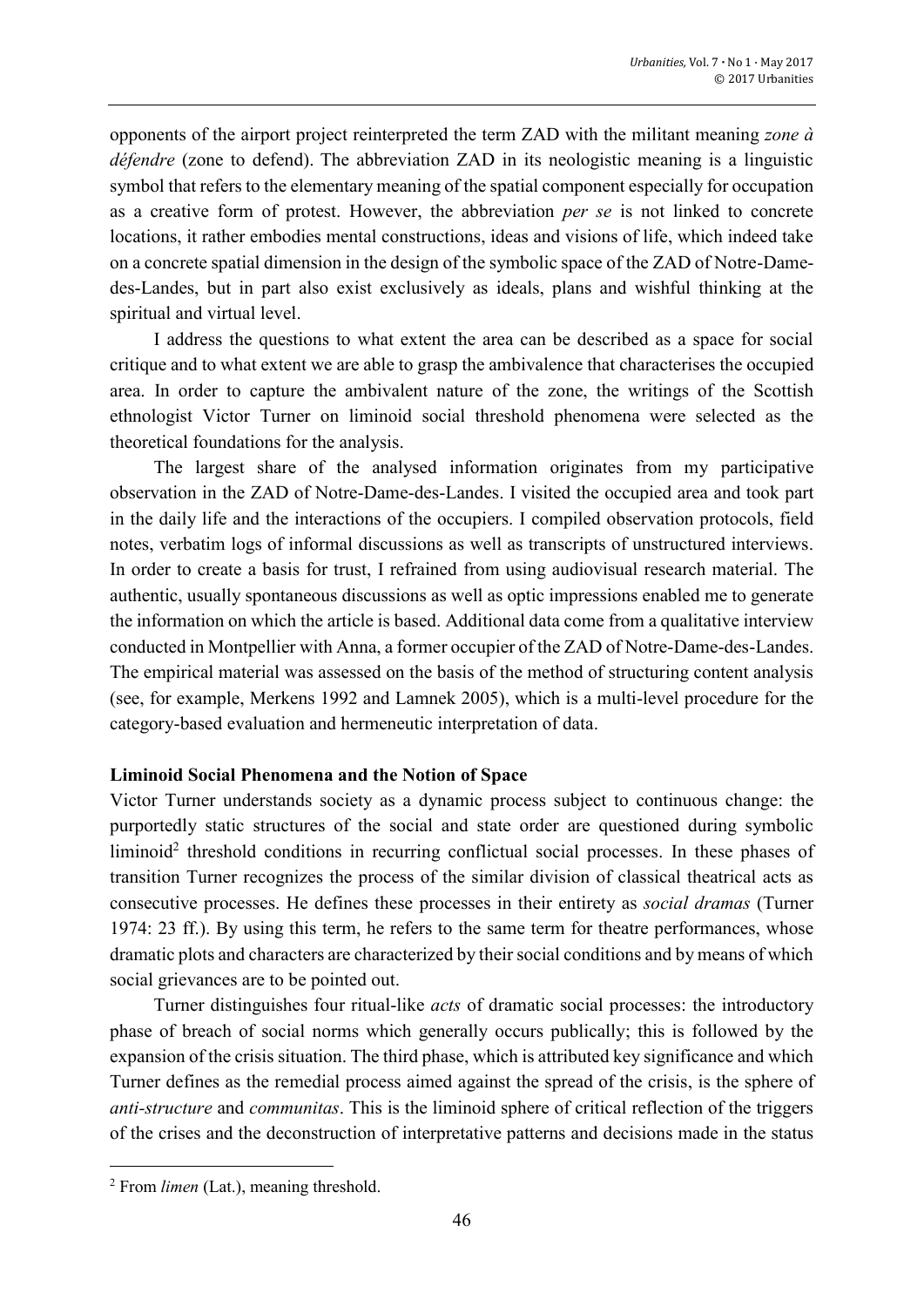opponents of the airport project reinterpreted the term ZAD with the militant meaning *zone à défendre* (zone to defend). The abbreviation ZAD in its neologistic meaning is a linguistic symbol that refers to the elementary meaning of the spatial component especially for occupation as a creative form of protest. However, the abbreviation *per se* is not linked to concrete locations, it rather embodies mental constructions, ideas and visions of life, which indeed take on a concrete spatial dimension in the design of the symbolic space of the ZAD of Notre-Dame-des-Landes, but in part also exist exclusively as ideals, plans and wishful thinking at the spiritual and virtual level.

I address the questions to what extent the area can be described as a space for social critique and to what extent we are able to grasp the ambivalence that characterises the occupied area. In order to capture the ambivalent nature of the zone, the writings of the Scottish ethnologist Victor Turner on liminoid social threshold phenomena were selected as the theoretical foundations for the analysis.

The largest share of the analysed information originates from my participative observation in the ZAD of Notre-Dame-des-Landes. I visited the occupied area and took part in the daily life and the interactions of the occupiers. I compiled observation protocols, field notes, verbatim logs of informal discussions as well as transcripts of unstructured interviews. In order to create a basis for trust, I refrained from using audiovisual research material. The authentic, usually spontaneous discussions as well as optic impressions enabled me to generate the information on which the article is based. Additional data come from a qualitative interview conducted in Montpellier with Anna, a former occupier of the ZAD of Notre-Dame-des-Landes. The empirical material was assessed on the basis of the method of structuring content analysis (see, for example, Merkens 1992 and Lamnek 2005), which is a multi-level procedure for the category-based evaluation and hermeneutic interpretation of data.

### Liminoid Social Phenomena and the Notion of Space

Victor Turner understands society as a dynamic process subject to continuous change: the purportedly static structures of the social and state order are questioned during symbolic liminoid[2] threshold conditions in recurring conflictual social processes. In these phases of transition Turner recognizes the process of the similar division of classical theatrical acts as consecutive processes. He defines these processes in their entirety as *social dramas* (Turner 1974: 23 ff.). By using this term, he refers to the same term for theatre performances, whose dramatic plots and characters are characterized by their social conditions and by means of which social grievances are to be pointed out.

Turner distinguishes four ritual-like *acts* of dramatic social processes: the introductory phase of breach of social norms which generally occurs publically; this is followed by the expansion of the crisis situation. The third phase, which is attributed key significance and which Turner defines as the remedial process aimed against the spread of the crisis, is the sphere of *anti-structure* and *communitas*. This is the liminoid sphere of critical reflection of the triggers of the crises and the deconstruction of interpretative patterns and decisions made in the status

[2] From *limen* (Lat.), meaning threshold.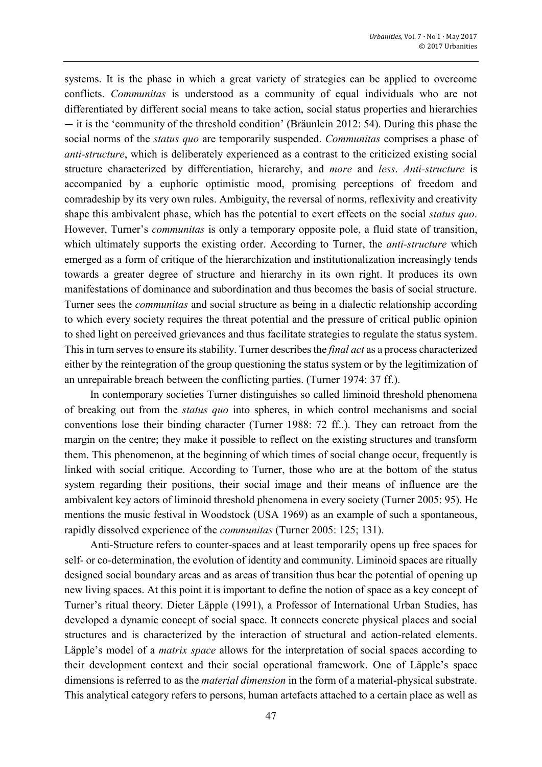systems. It is the phase in which a great variety of strategies can be applied to overcome conflicts. *Communitas* is understood as a community of equal individuals who are not differentiated by different social means to take action, social status properties and hierarchies ― it is the 'community of the threshold condition' (Bräunlein 2012: 54). During this phase the social norms of the *status quo* are temporarily suspended. *Communitas* comprises a phase of *anti-structure*, which is deliberately experienced as a contrast to the criticized existing social structure characterized by differentiation, hierarchy, and *more* and *less*. *Anti-structure* is accompanied by a euphoric optimistic mood, promising perceptions of freedom and comradeship by its very own rules. Ambiguity, the reversal of norms, reflexivity and creativity shape this ambivalent phase, which has the potential to exert effects on the social *status quo*. However, Turner's *communitas* is only a temporary opposite pole, a fluid state of transition, which ultimately supports the existing order. According to Turner, the *anti-structure* which emerged as a form of critique of the hierarchization and institutionalization increasingly tends towards a greater degree of structure and hierarchy in its own right. It produces its own manifestations of dominance and subordination and thus becomes the basis of social structure. Turner sees the *communitas* and social structure as being in a dialectic relationship according to which every society requires the threat potential and the pressure of critical public opinion to shed light on perceived grievances and thus facilitate strategies to regulate the status system. This in turn serves to ensure its stability. Turner describes the *final act* as a process characterized either by the reintegration of the group questioning the status system or by the legitimization of an unrepairable breach between the conflicting parties. (Turner 1974: 37 ff.).

In contemporary societies Turner distinguishes so called liminoid threshold phenomena of breaking out from the *status quo* into spheres, in which control mechanisms and social conventions lose their binding character (Turner 1988: 72 ff..). They can retroact from the margin on the centre; they make it possible to reflect on the existing structures and transform them. This phenomenon, at the beginning of which times of social change occur, frequently is linked with social critique. According to Turner, those who are at the bottom of the status system regarding their positions, their social image and their means of influence are the ambivalent key actors of liminoid threshold phenomena in every society (Turner 2005: 95). He mentions the music festival in Woodstock (USA 1969) as an example of such a spontaneous, rapidly dissolved experience of the *communitas* (Turner 2005: 125; 131).

Anti-Structure refers to counter-spaces and at least temporarily opens up free spaces for self- or co-determination, the evolution of identity and community. Liminoid spaces are ritually designed social boundary areas and as areas of transition thus bear the potential of opening up new living spaces. At this point it is important to define the notion of space as a key concept of Turner's ritual theory. Dieter Läpple (1991), a Professor of International Urban Studies, has developed a dynamic concept of social space. It connects concrete physical places and social structures and is characterized by the interaction of structural and action-related elements. Läpple's model of a *matrix space* allows for the interpretation of social spaces according to their development context and their social operational framework. One of Läpple's space dimensions is referred to as the *material dimension* in the form of a material-physical substrate. This analytical category refers to persons, human artefacts attached to a certain place as well as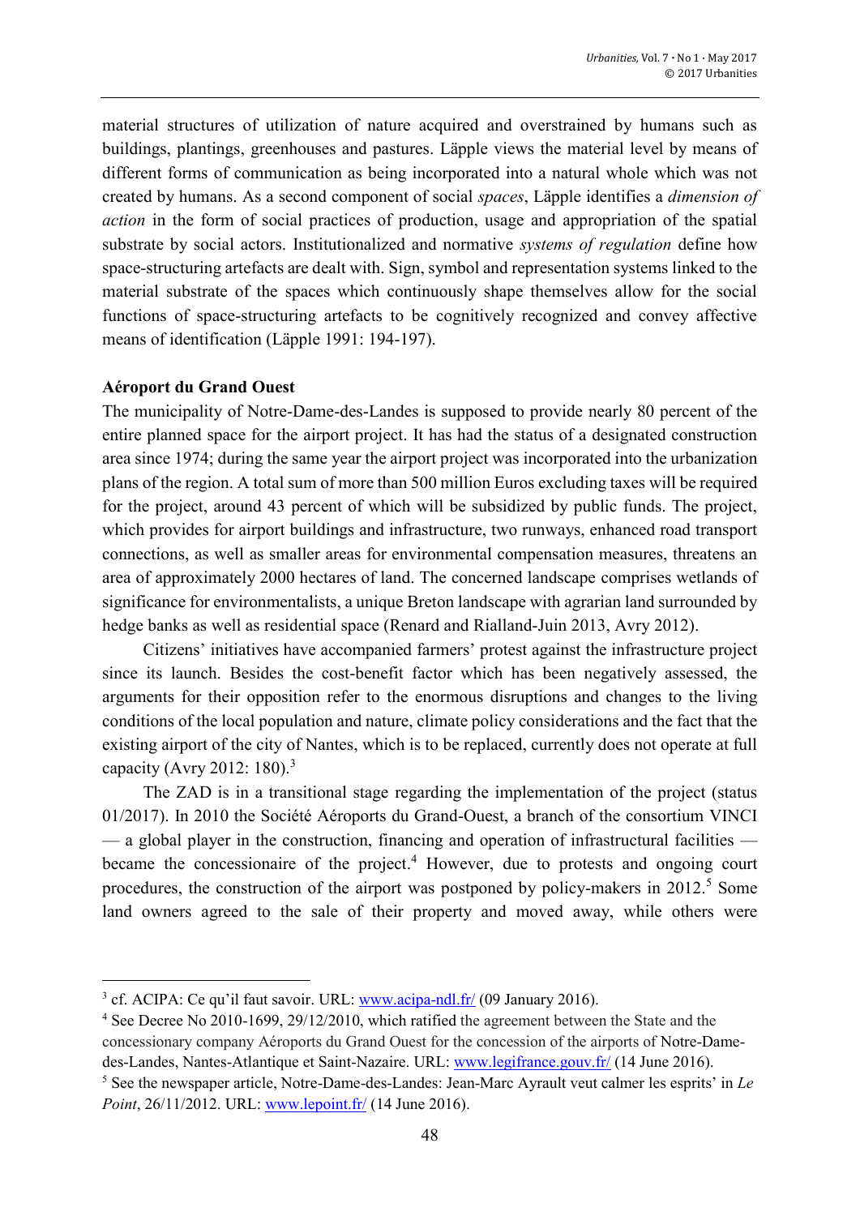material structures of utilization of nature acquired and overstrained by humans such as buildings, plantings, greenhouses and pastures. Läpple views the material level by means of different forms of communication as being incorporated into a natural whole which was not created by humans. As a second component of social *spaces*, Läpple identifies a *dimension of action* in the form of social practices of production, usage and appropriation of the spatial substrate by social actors. Institutionalized and normative *systems of regulation* define how space-structuring artefacts are dealt with. Sign, symbol and representation systems linked to the material substrate of the spaces which continuously shape themselves allow for the social functions of space-structuring artefacts to be cognitively recognized and convey affective means of identification (Läpple 1991: 194-197).

**Aéroport du Grand Ouest**

The municipality of Notre-Dame-des-Landes is supposed to provide nearly 80 percent of the entire planned space for the airport project. It has had the status of a designated construction area since 1974; during the same year the airport project was incorporated into the urbanization plans of the region. A total sum of more than 500 million Euros excluding taxes will be required for the project, around 43 percent of which will be subsidized by public funds. The project, which provides for airport buildings and infrastructure, two runways, enhanced road transport connections, as well as smaller areas for environmental compensation measures, threatens an area of approximately 2000 hectares of land. The concerned landscape comprises wetlands of significance for environmentalists, a unique Breton landscape with agrarian land surrounded by hedge banks as well as residential space (Renard and Rialland-Juin 2013, Avry 2012).

Citizens' initiatives have accompanied farmers' protest against the infrastructure project since its launch. Besides the cost-benefit factor which has been negatively assessed, the arguments for their opposition refer to the enormous disruptions and changes to the living conditions of the local population and nature, climate policy considerations and the fact that the existing airport of the city of Nantes, which is to be replaced, currently does not operate at full capacity (Avry 2012: 180).[3]

The ZAD is in a transitional stage regarding the implementation of the project (status 01/2017). In 2010 the Société Aéroports du Grand-Ouest, a branch of the consortium VINCI — a global player in the construction, financing and operation of infrastructural facilities — became the concessionaire of the project.[4] However, due to protests and ongoing court procedures, the construction of the airport was postponed by policy-makers in 2012.[5] Some land owners agreed to the sale of their property and moved away, while others were

---

[3] cf. ACIPA: Ce qu'il faut savoir. URL: www.acipa-ndl.fr/ (09 January 2016).

[4] See Decree No 2010-1699, 29/12/2010, which ratified the agreement between the State and the concessionary company Aéroports du Grand Ouest for the concession of the airports of Notre-Dame-des-Landes, Nantes-Atlantique et Saint-Nazaire. URL: www.legifrance.gouv.fr/ (14 June 2016).

[5] See the newspaper article, Notre-Dame-des-Landes: Jean-Marc Ayrault veut calmer les esprits' in *Le Point*, 26/11/2012. URL: www.lepoint.fr/ (14 June 2016).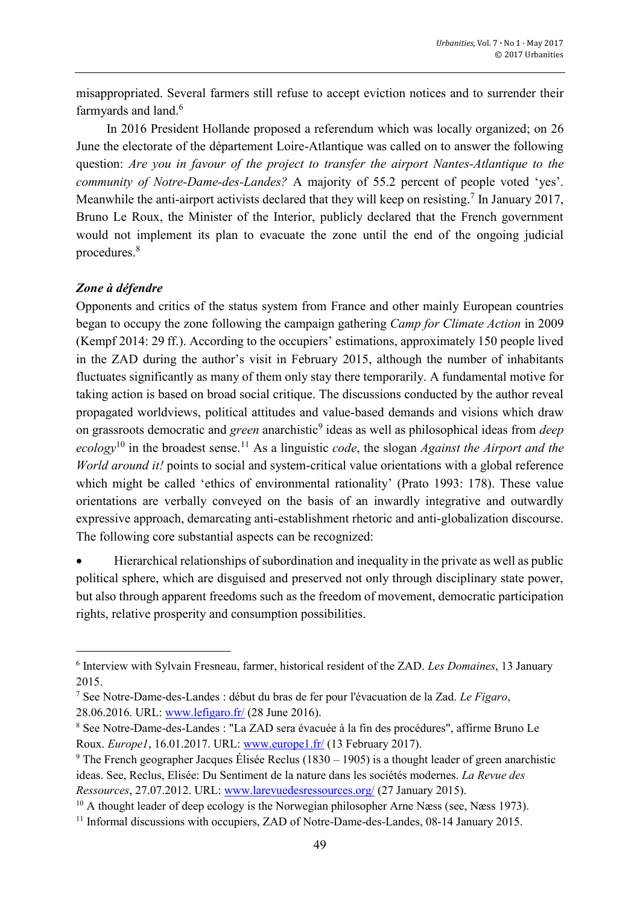misappropriated. Several farmers still refuse to accept eviction notices and to surrender their farmyards and land.[6]

In 2016 President Hollande proposed a referendum which was locally organized; on 26 June the electorate of the département Loire-Atlantique was called on to answer the following question: *Are you in favour of the project to transfer the airport Nantes-Atlantique to the community of Notre-Dame-des-Landes?* A majority of 55.2 percent of people voted 'yes'. Meanwhile the anti-airport activists declared that they will keep on resisting.[7] In January 2017, Bruno Le Roux, the Minister of the Interior, publicly declared that the French government would not implement its plan to evacuate the zone until the end of the ongoing judicial procedures.[8]

### *Zone à défendre*

Opponents and critics of the status system from France and other mainly European countries began to occupy the zone following the campaign gathering *Camp for Climate Action* in 2009 (Kempf 2014: 29 ff.). According to the occupiers' estimations, approximately 150 people lived in the ZAD during the author's visit in February 2015, although the number of inhabitants fluctuates significantly as many of them only stay there temporarily. A fundamental motive for taking action is based on broad social critique. The discussions conducted by the author reveal propagated worldviews, political attitudes and value-based demands and visions which draw on grassroots democratic and *green* anarchistic[9] ideas as well as philosophical ideas from *deep ecology*[10] in the broadest sense.[11] As a linguistic *code*, the slogan *Against the Airport and the World around it!* points to social and system-critical value orientations with a global reference which might be called 'ethics of environmental rationality' (Prato 1993: 178). These value orientations are verbally conveyed on the basis of an inwardly integrative and outwardly expressive approach, demarcating anti-establishment rhetoric and anti-globalization discourse. The following core substantial aspects can be recognized:

- Hierarchical relationships of subordination and inequality in the private as well as public political sphere, which are disguised and preserved not only through disciplinary state power, but also through apparent freedoms such as the freedom of movement, democratic participation rights, relative prosperity and consumption possibilities.

---

[6] Interview with Sylvain Fresneau, farmer, historical resident of the ZAD. *Les Domaines*, 13 January 2015.

[7] See Notre-Dame-des-Landes : début du bras de fer pour l'évacuation de la Zad. *Le Figaro*, 28.06.2016. URL: www.lefigaro.fr/ (28 June 2016).

[8] See Notre-Dame-des-Landes : "La ZAD sera évacuée à la fin des procédures", affirme Bruno Le Roux. *Europe1*, 16.01.2017. URL: www.europe1.fr/ (13 February 2017).

[9] The French geographer Jacques Élisée Reclus (1830 – 1905) is a thought leader of green anarchistic ideas. See, Reclus, Elisée: Du Sentiment de la nature dans les sociétés modernes. *La Revue des Ressources*, 27.07.2012. URL: www.larevuedesressources.org/ (27 January 2015).

[10] A thought leader of deep ecology is the Norwegian philosopher Arne Næss (see, Næss 1973).

[11] Informal discussions with occupiers, ZAD of Notre-Dame-des-Landes, 08-14 January 2015.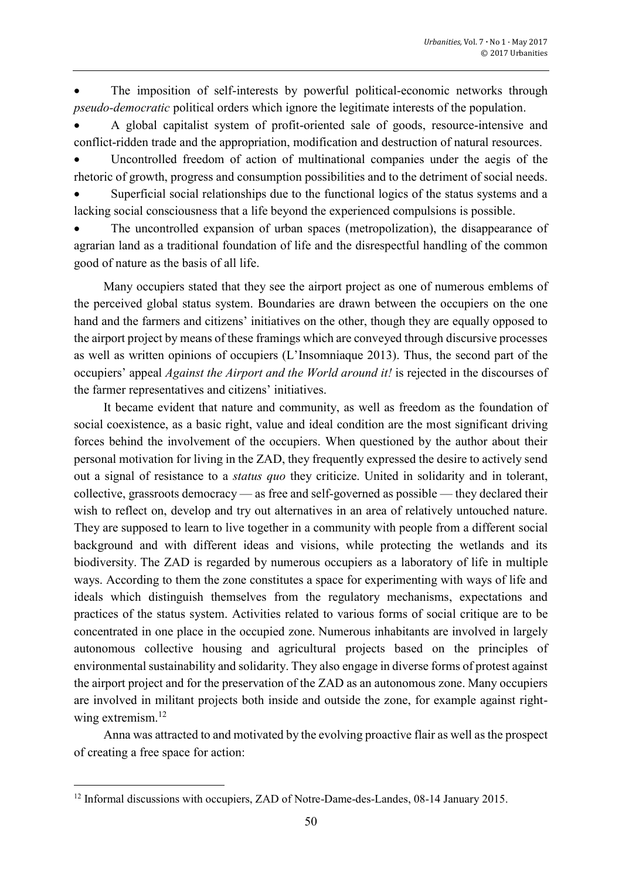- The imposition of self-interests by powerful political-economic networks through *pseudo-democratic* political orders which ignore the legitimate interests of the population.
- A global capitalist system of profit-oriented sale of goods, resource-intensive and conflict-ridden trade and the appropriation, modification and destruction of natural resources.
- Uncontrolled freedom of action of multinational companies under the aegis of the rhetoric of growth, progress and consumption possibilities and to the detriment of social needs.
- Superficial social relationships due to the functional logics of the status systems and a lacking social consciousness that a life beyond the experienced compulsions is possible.
- The uncontrolled expansion of urban spaces (metropolization), the disappearance of agrarian land as a traditional foundation of life and the disrespectful handling of the common good of nature as the basis of all life.

Many occupiers stated that they see the airport project as one of numerous emblems of the perceived global status system. Boundaries are drawn between the occupiers on the one hand and the farmers and citizens' initiatives on the other, though they are equally opposed to the airport project by means of these framings which are conveyed through discursive processes as well as written opinions of occupiers (L'Insomniaque 2013). Thus, the second part of the occupiers' appeal *Against the Airport and the World around it!* is rejected in the discourses of the farmer representatives and citizens' initiatives.

It became evident that nature and community, as well as freedom as the foundation of social coexistence, as a basic right, value and ideal condition are the most significant driving forces behind the involvement of the occupiers. When questioned by the author about their personal motivation for living in the ZAD, they frequently expressed the desire to actively send out a signal of resistance to a *status quo* they criticize. United in solidarity and in tolerant, collective, grassroots democracy — as free and self-governed as possible — they declared their wish to reflect on, develop and try out alternatives in an area of relatively untouched nature. They are supposed to learn to live together in a community with people from a different social background and with different ideas and visions, while protecting the wetlands and its biodiversity. The ZAD is regarded by numerous occupiers as a laboratory of life in multiple ways. According to them the zone constitutes a space for experimenting with ways of life and ideals which distinguish themselves from the regulatory mechanisms, expectations and practices of the status system. Activities related to various forms of social critique are to be concentrated in one place in the occupied zone. Numerous inhabitants are involved in largely autonomous collective housing and agricultural projects based on the principles of environmental sustainability and solidarity. They also engage in diverse forms of protest against the airport project and for the preservation of the ZAD as an autonomous zone. Many occupiers are involved in militant projects both inside and outside the zone, for example against right-wing extremism.[12]

Anna was attracted to and motivated by the evolving proactive flair as well as the prospect of creating a free space for action:

[12] Informal discussions with occupiers, ZAD of Notre-Dame-des-Landes, 08-14 January 2015.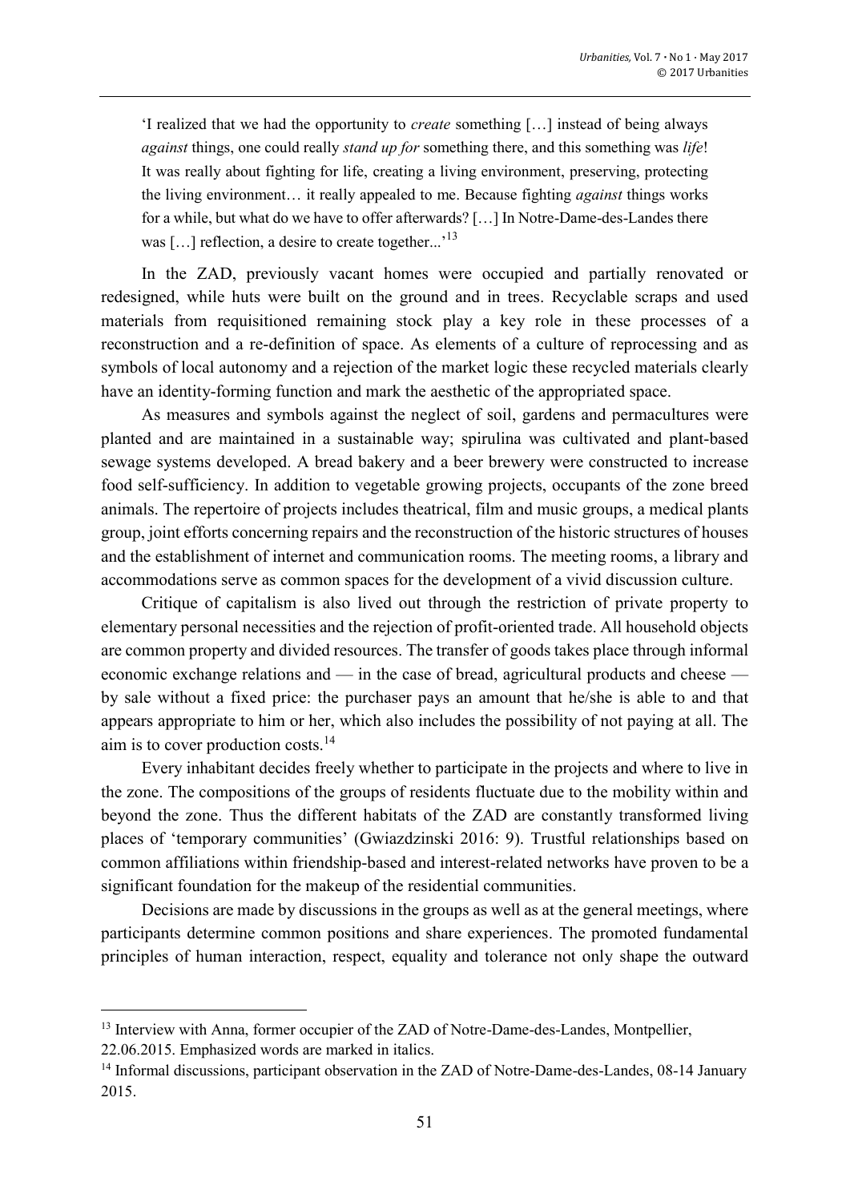> 'I realized that we had the opportunity to *create* something […] instead of being always *against* things, one could really *stand up for* something there, and this something was *life*! It was really about fighting for life, creating a living environment, preserving, protecting the living environment… it really appealed to me. Because fighting *against* things works for a while, but what do we have to offer afterwards? […] In Notre-Dame-des-Landes there was […] reflection, a desire to create together...'[13]

In the ZAD, previously vacant homes were occupied and partially renovated or redesigned, while huts were built on the ground and in trees. Recyclable scraps and used materials from requisitioned remaining stock play a key role in these processes of a reconstruction and a re-definition of space. As elements of a culture of reprocessing and as symbols of local autonomy and a rejection of the market logic these recycled materials clearly have an identity-forming function and mark the aesthetic of the appropriated space.

As measures and symbols against the neglect of soil, gardens and permacultures were planted and are maintained in a sustainable way; spirulina was cultivated and plant-based sewage systems developed. A bread bakery and a beer brewery were constructed to increase food self-sufficiency. In addition to vegetable growing projects, occupants of the zone breed animals. The repertoire of projects includes theatrical, film and music groups, a medical plants group, joint efforts concerning repairs and the reconstruction of the historic structures of houses and the establishment of internet and communication rooms. The meeting rooms, a library and accommodations serve as common spaces for the development of a vivid discussion culture.

Critique of capitalism is also lived out through the restriction of private property to elementary personal necessities and the rejection of profit-oriented trade. All household objects are common property and divided resources. The transfer of goods takes place through informal economic exchange relations and — in the case of bread, agricultural products and cheese — by sale without a fixed price: the purchaser pays an amount that he/she is able to and that appears appropriate to him or her, which also includes the possibility of not paying at all. The aim is to cover production costs.[14]

Every inhabitant decides freely whether to participate in the projects and where to live in the zone. The compositions of the groups of residents fluctuate due to the mobility within and beyond the zone. Thus the different habitats of the ZAD are constantly transformed living places of 'temporary communities' (Gwiazdzinski 2016: 9). Trustful relationships based on common affiliations within friendship-based and interest-related networks have proven to be a significant foundation for the makeup of the residential communities.

Decisions are made by discussions in the groups as well as at the general meetings, where participants determine common positions and share experiences. The promoted fundamental principles of human interaction, respect, equality and tolerance not only shape the outward

---

[13] Interview with Anna, former occupier of the ZAD of Notre-Dame-des-Landes, Montpellier, 22.06.2015. Emphasized words are marked in italics.

[14] Informal discussions, participant observation in the ZAD of Notre-Dame-des-Landes, 08-14 January 2015.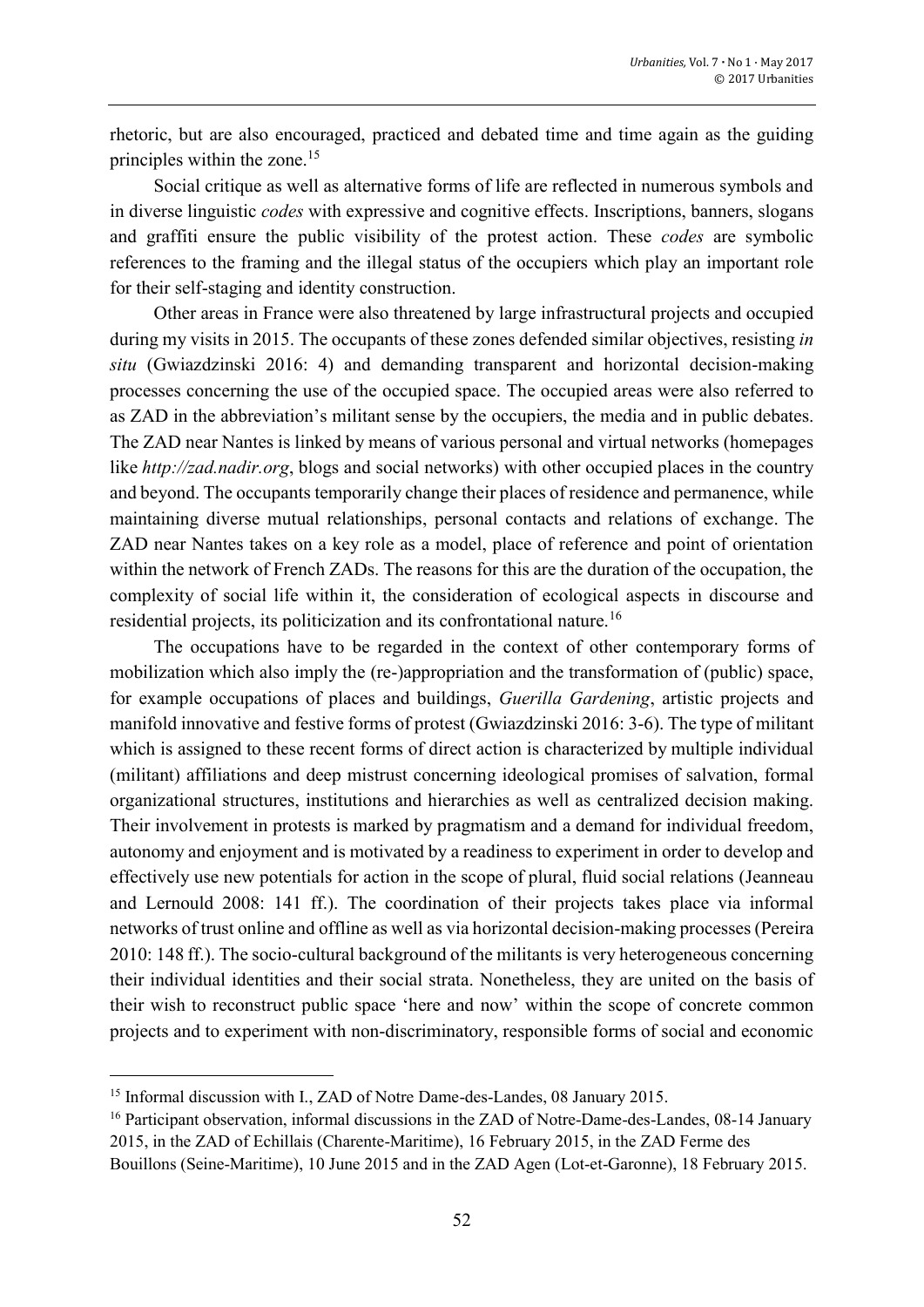rhetoric, but are also encouraged, practiced and debated time and time again as the guiding principles within the zone.[15]

Social critique as well as alternative forms of life are reflected in numerous symbols and in diverse linguistic *codes* with expressive and cognitive effects. Inscriptions, banners, slogans and graffiti ensure the public visibility of the protest action. These *codes* are symbolic references to the framing and the illegal status of the occupiers which play an important role for their self-staging and identity construction.

Other areas in France were also threatened by large infrastructural projects and occupied during my visits in 2015. The occupants of these zones defended similar objectives, resisting *in situ* (Gwiazdzinski 2016: 4) and demanding transparent and horizontal decision-making processes concerning the use of the occupied space. The occupied areas were also referred to as ZAD in the abbreviation's militant sense by the occupiers, the media and in public debates. The ZAD near Nantes is linked by means of various personal and virtual networks (homepages like *http://zad.nadir.org*, blogs and social networks) with other occupied places in the country and beyond. The occupants temporarily change their places of residence and permanence, while maintaining diverse mutual relationships, personal contacts and relations of exchange. The ZAD near Nantes takes on a key role as a model, place of reference and point of orientation within the network of French ZADs. The reasons for this are the duration of the occupation, the complexity of social life within it, the consideration of ecological aspects in discourse and residential projects, its politicization and its confrontational nature.[16]

The occupations have to be regarded in the context of other contemporary forms of mobilization which also imply the (re-)appropriation and the transformation of (public) space, for example occupations of places and buildings, *Guerilla Gardening*, artistic projects and manifold innovative and festive forms of protest (Gwiazdzinski 2016: 3-6). The type of militant which is assigned to these recent forms of direct action is characterized by multiple individual (militant) affiliations and deep mistrust concerning ideological promises of salvation, formal organizational structures, institutions and hierarchies as well as centralized decision making. Their involvement in protests is marked by pragmatism and a demand for individual freedom, autonomy and enjoyment and is motivated by a readiness to experiment in order to develop and effectively use new potentials for action in the scope of plural, fluid social relations (Jeanneau and Lernould 2008: 141 ff.). The coordination of their projects takes place via informal networks of trust online and offline as well as via horizontal decision-making processes (Pereira 2010: 148 ff.). The socio-cultural background of the militants is very heterogeneous concerning their individual identities and their social strata. Nonetheless, they are united on the basis of their wish to reconstruct public space 'here and now' within the scope of concrete common projects and to experiment with non-discriminatory, responsible forms of social and economic

---

[15] Informal discussion with I., ZAD of Notre Dame-des-Landes, 08 January 2015.

[16] Participant observation, informal discussions in the ZAD of Notre-Dame-des-Landes, 08-14 January 2015, in the ZAD of Echillais (Charente-Maritime), 16 February 2015, in the ZAD Ferme des Bouillons (Seine-Maritime), 10 June 2015 and in the ZAD Agen (Lot-et-Garonne), 18 February 2015.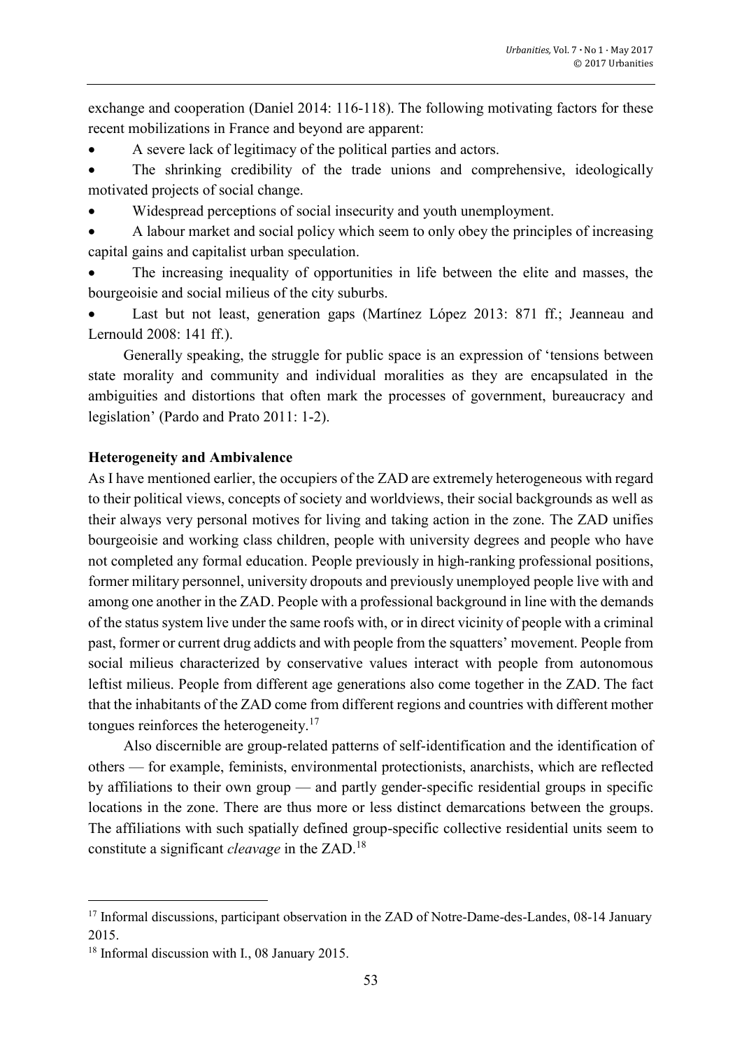exchange and cooperation (Daniel 2014: 116-118). The following motivating factors for these recent mobilizations in France and beyond are apparent:

- A severe lack of legitimacy of the political parties and actors.
- The shrinking credibility of the trade unions and comprehensive, ideologically motivated projects of social change.
- Widespread perceptions of social insecurity and youth unemployment.
- A labour market and social policy which seem to only obey the principles of increasing capital gains and capitalist urban speculation.
- The increasing inequality of opportunities in life between the elite and masses, the bourgeoisie and social milieus of the city suburbs.
- Last but not least, generation gaps (Martínez López 2013: 871 ff.; Jeanneau and Lernould 2008: 141 ff.).

Generally speaking, the struggle for public space is an expression of 'tensions between state morality and community and individual moralities as they are encapsulated in the ambiguities and distortions that often mark the processes of government, bureaucracy and legislation' (Pardo and Prato 2011: 1-2).

**Heterogeneity and Ambivalence**

As I have mentioned earlier, the occupiers of the ZAD are extremely heterogeneous with regard to their political views, concepts of society and worldviews, their social backgrounds as well as their always very personal motives for living and taking action in the zone. The ZAD unifies bourgeoisie and working class children, people with university degrees and people who have not completed any formal education. People previously in high-ranking professional positions, former military personnel, university dropouts and previously unemployed people live with and among one another in the ZAD. People with a professional background in line with the demands of the status system live under the same roofs with, or in direct vicinity of people with a criminal past, former or current drug addicts and with people from the squatters' movement. People from social milieus characterized by conservative values interact with people from autonomous leftist milieus. People from different age generations also come together in the ZAD. The fact that the inhabitants of the ZAD come from different regions and countries with different mother tongues reinforces the heterogeneity.[17]

Also discernible are group-related patterns of self-identification and the identification of others — for example, feminists, environmental protectionists, anarchists, which are reflected by affiliations to their own group — and partly gender-specific residential groups in specific locations in the zone. There are thus more or less distinct demarcations between the groups. The affiliations with such spatially defined group-specific collective residential units seem to constitute a significant *cleavage* in the ZAD.[18]

---

[17] Informal discussions, participant observation in the ZAD of Notre-Dame-des-Landes, 08-14 January 2015.

[18] Informal discussion with I., 08 January 2015.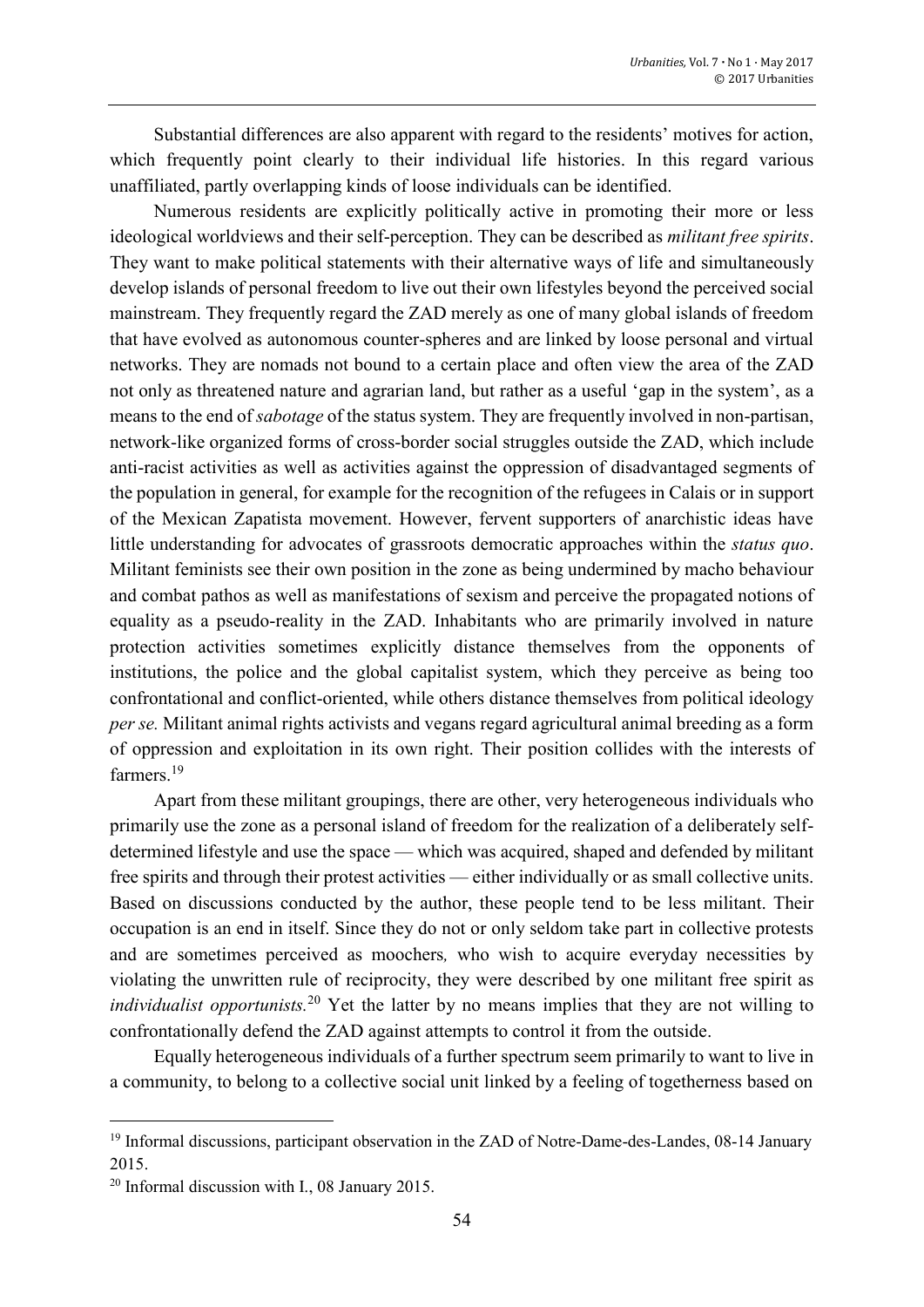Substantial differences are also apparent with regard to the residents' motives for action, which frequently point clearly to their individual life histories. In this regard various unaffiliated, partly overlapping kinds of loose individuals can be identified.

Numerous residents are explicitly politically active in promoting their more or less ideological worldviews and their self-perception. They can be described as *militant free spirits*. They want to make political statements with their alternative ways of life and simultaneously develop islands of personal freedom to live out their own lifestyles beyond the perceived social mainstream. They frequently regard the ZAD merely as one of many global islands of freedom that have evolved as autonomous counter-spheres and are linked by loose personal and virtual networks. They are nomads not bound to a certain place and often view the area of the ZAD not only as threatened nature and agrarian land, but rather as a useful 'gap in the system', as a means to the end of *sabotage* of the status system. They are frequently involved in non-partisan, network-like organized forms of cross-border social struggles outside the ZAD, which include anti-racist activities as well as activities against the oppression of disadvantaged segments of the population in general, for example for the recognition of the refugees in Calais or in support of the Mexican Zapatista movement. However, fervent supporters of anarchistic ideas have little understanding for advocates of grassroots democratic approaches within the *status quo*. Militant feminists see their own position in the zone as being undermined by macho behaviour and combat pathos as well as manifestations of sexism and perceive the propagated notions of equality as a pseudo-reality in the ZAD. Inhabitants who are primarily involved in nature protection activities sometimes explicitly distance themselves from the opponents of institutions, the police and the global capitalist system, which they perceive as being too confrontational and conflict-oriented, while others distance themselves from political ideology *per se.* Militant animal rights activists and vegans regard agricultural animal breeding as a form of oppression and exploitation in its own right. Their position collides with the interests of farmers.[19]

Apart from these militant groupings, there are other, very heterogeneous individuals who primarily use the zone as a personal island of freedom for the realization of a deliberately self-determined lifestyle and use the space — which was acquired, shaped and defended by militant free spirits and through their protest activities — either individually or as small collective units. Based on discussions conducted by the author, these people tend to be less militant. Their occupation is an end in itself. Since they do not or only seldom take part in collective protests and are sometimes perceived as moochers*,* who wish to acquire everyday necessities by violating the unwritten rule of reciprocity, they were described by one militant free spirit as *individualist opportunists.*[20] Yet the latter by no means implies that they are not willing to confrontationally defend the ZAD against attempts to control it from the outside.

Equally heterogeneous individuals of a further spectrum seem primarily to want to live in a community, to belong to a collective social unit linked by a feeling of togetherness based on

---

[19] Informal discussions, participant observation in the ZAD of Notre-Dame-des-Landes, 08-14 January 2015.

[20] Informal discussion with I., 08 January 2015.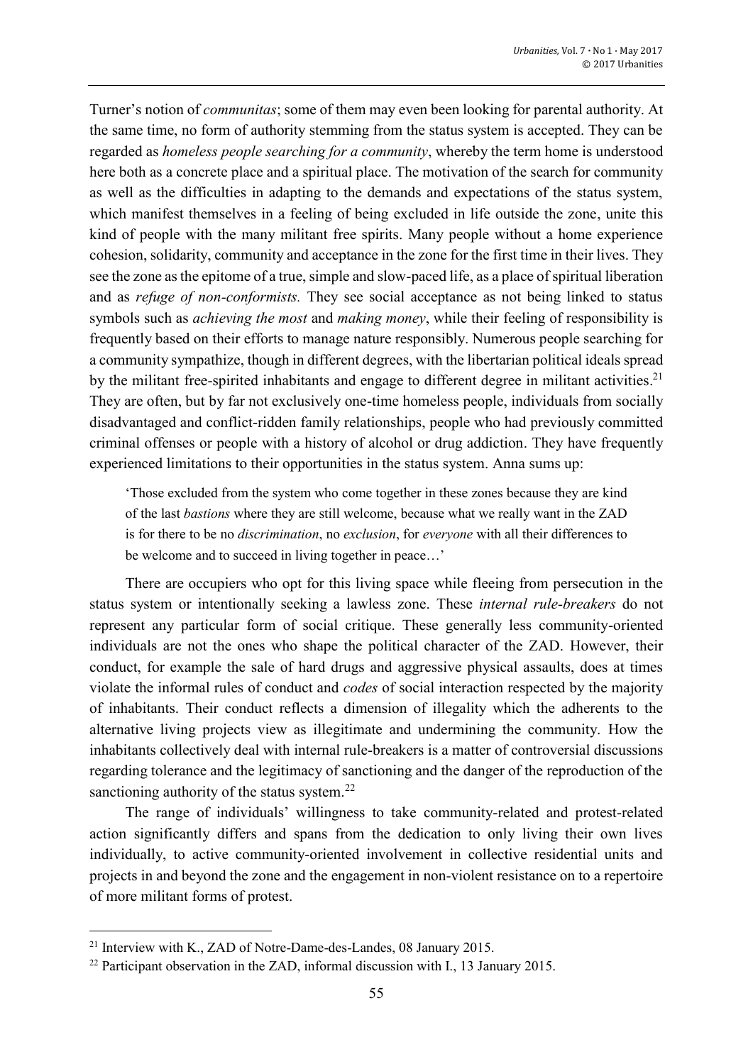Turner's notion of *communitas*; some of them may even been looking for parental authority. At the same time, no form of authority stemming from the status system is accepted. They can be regarded as *homeless people searching for a community*, whereby the term home is understood here both as a concrete place and a spiritual place. The motivation of the search for community as well as the difficulties in adapting to the demands and expectations of the status system, which manifest themselves in a feeling of being excluded in life outside the zone, unite this kind of people with the many militant free spirits. Many people without a home experience cohesion, solidarity, community and acceptance in the zone for the first time in their lives. They see the zone as the epitome of a true, simple and slow-paced life, as a place of spiritual liberation and as *refuge of non-conformists.* They see social acceptance as not being linked to status symbols such as *achieving the most* and *making money*, while their feeling of responsibility is frequently based on their efforts to manage nature responsibly. Numerous people searching for a community sympathize, though in different degrees, with the libertarian political ideals spread by the militant free-spirited inhabitants and engage to different degree in militant activities.[21] They are often, but by far not exclusively one-time homeless people, individuals from socially disadvantaged and conflict-ridden family relationships, people who had previously committed criminal offenses or people with a history of alcohol or drug addiction. They have frequently experienced limitations to their opportunities in the status system. Anna sums up:

> 'Those excluded from the system who come together in these zones because they are kind of the last *bastions* where they are still welcome, because what we really want in the ZAD is for there to be no *discrimination*, no *exclusion*, for *everyone* with all their differences to be welcome and to succeed in living together in peace…'

There are occupiers who opt for this living space while fleeing from persecution in the status system or intentionally seeking a lawless zone. These *internal rule-breakers* do not represent any particular form of social critique. These generally less community-oriented individuals are not the ones who shape the political character of the ZAD. However, their conduct, for example the sale of hard drugs and aggressive physical assaults, does at times violate the informal rules of conduct and *codes* of social interaction respected by the majority of inhabitants. Their conduct reflects a dimension of illegality which the adherents to the alternative living projects view as illegitimate and undermining the community. How the inhabitants collectively deal with internal rule-breakers is a matter of controversial discussions regarding tolerance and the legitimacy of sanctioning and the danger of the reproduction of the sanctioning authority of the status system.[22]

The range of individuals' willingness to take community-related and protest-related action significantly differs and spans from the dedication to only living their own lives individually, to active community-oriented involvement in collective residential units and projects in and beyond the zone and the engagement in non-violent resistance on to a repertoire of more militant forms of protest.

---

[21] Interview with K., ZAD of Notre-Dame-des-Landes, 08 January 2015.

[22] Participant observation in the ZAD, informal discussion with I., 13 January 2015.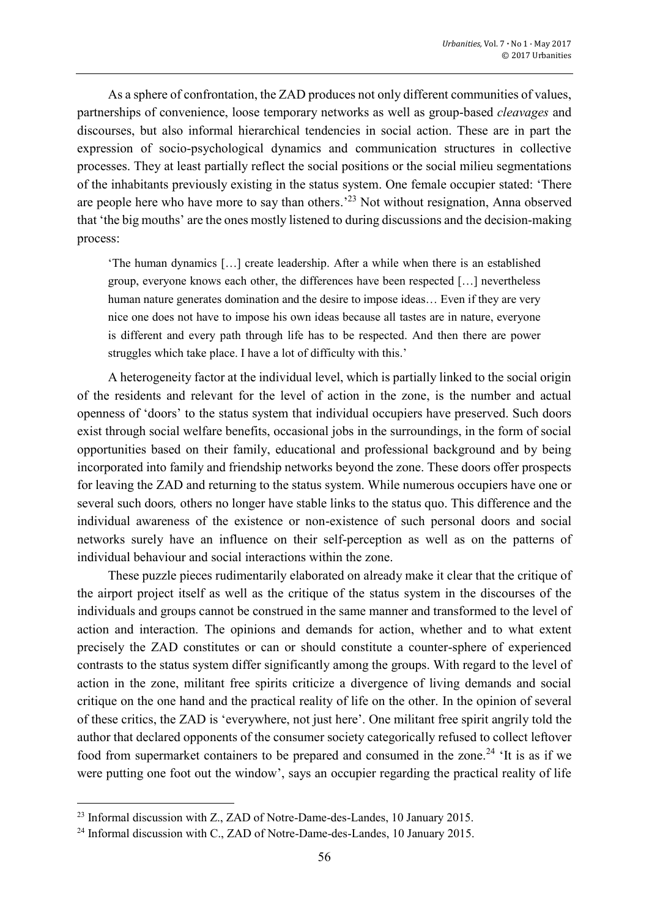As a sphere of confrontation, the ZAD produces not only different communities of values, partnerships of convenience, loose temporary networks as well as group-based *cleavages* and discourses, but also informal hierarchical tendencies in social action. These are in part the expression of socio-psychological dynamics and communication structures in collective processes. They at least partially reflect the social positions or the social milieu segmentations of the inhabitants previously existing in the status system. One female occupier stated: 'There are people here who have more to say than others.'[23] Not without resignation, Anna observed that 'the big mouths' are the ones mostly listened to during discussions and the decision-making process:

> 'The human dynamics […] create leadership. After a while when there is an established group, everyone knows each other, the differences have been respected […] nevertheless human nature generates domination and the desire to impose ideas… Even if they are very nice one does not have to impose his own ideas because all tastes are in nature, everyone is different and every path through life has to be respected. And then there are power struggles which take place. I have a lot of difficulty with this.'

A heterogeneity factor at the individual level, which is partially linked to the social origin of the residents and relevant for the level of action in the zone, is the number and actual openness of 'doors' to the status system that individual occupiers have preserved. Such doors exist through social welfare benefits, occasional jobs in the surroundings, in the form of social opportunities based on their family, educational and professional background and by being incorporated into family and friendship networks beyond the zone. These doors offer prospects for leaving the ZAD and returning to the status system. While numerous occupiers have one or several such doors*,* others no longer have stable links to the status quo. This difference and the individual awareness of the existence or non-existence of such personal doors and social networks surely have an influence on their self-perception as well as on the patterns of individual behaviour and social interactions within the zone.

These puzzle pieces rudimentarily elaborated on already make it clear that the critique of the airport project itself as well as the critique of the status system in the discourses of the individuals and groups cannot be construed in the same manner and transformed to the level of action and interaction. The opinions and demands for action, whether and to what extent precisely the ZAD constitutes or can or should constitute a counter-sphere of experienced contrasts to the status system differ significantly among the groups. With regard to the level of action in the zone, militant free spirits criticize a divergence of living demands and social critique on the one hand and the practical reality of life on the other. In the opinion of several of these critics, the ZAD is 'everywhere, not just here'. One militant free spirit angrily told the author that declared opponents of the consumer society categorically refused to collect leftover food from supermarket containers to be prepared and consumed in the zone.[24] 'It is as if we were putting one foot out the window', says an occupier regarding the practical reality of life

---

[23] Informal discussion with Z., ZAD of Notre-Dame-des-Landes, 10 January 2015.

[24] Informal discussion with C., ZAD of Notre-Dame-des-Landes, 10 January 2015.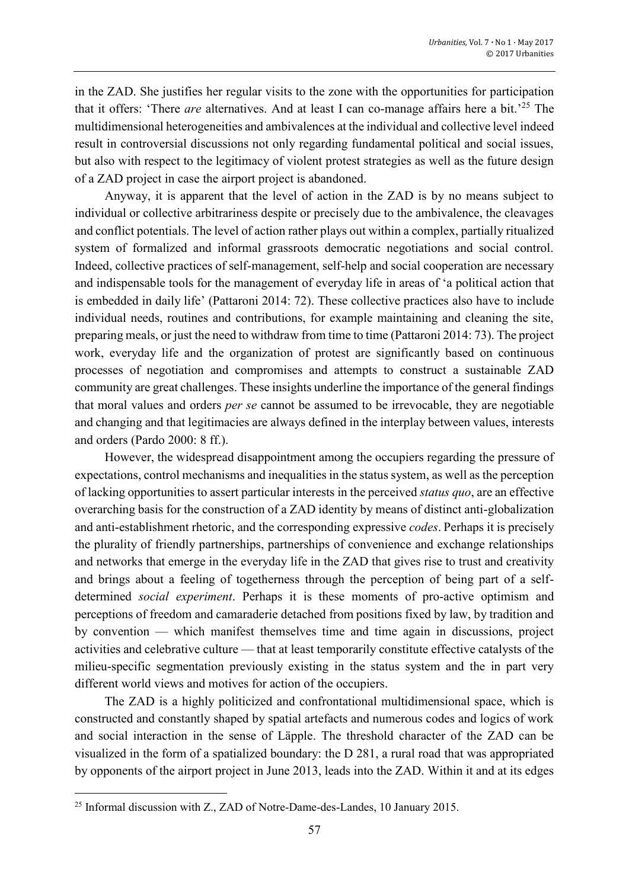in the ZAD. She justifies her regular visits to the zone with the opportunities for participation that it offers: 'There *are* alternatives. And at least I can co-manage affairs here a bit.'[25] The multidimensional heterogeneities and ambivalences at the individual and collective level indeed result in controversial discussions not only regarding fundamental political and social issues, but also with respect to the legitimacy of violent protest strategies as well as the future design of a ZAD project in case the airport project is abandoned.

Anyway, it is apparent that the level of action in the ZAD is by no means subject to individual or collective arbitrariness despite or precisely due to the ambivalence, the cleavages and conflict potentials. The level of action rather plays out within a complex, partially ritualized system of formalized and informal grassroots democratic negotiations and social control. Indeed, collective practices of self-management, self-help and social cooperation are necessary and indispensable tools for the management of everyday life in areas of 'a political action that is embedded in daily life' (Pattaroni 2014: 72). These collective practices also have to include individual needs, routines and contributions, for example maintaining and cleaning the site, preparing meals, or just the need to withdraw from time to time (Pattaroni 2014: 73). The project work, everyday life and the organization of protest are significantly based on continuous processes of negotiation and compromises and attempts to construct a sustainable ZAD community are great challenges. These insights underline the importance of the general findings that moral values and orders *per se* cannot be assumed to be irrevocable, they are negotiable and changing and that legitimacies are always defined in the interplay between values, interests and orders (Pardo 2000: 8 ff.).

However, the widespread disappointment among the occupiers regarding the pressure of expectations, control mechanisms and inequalities in the status system, as well as the perception of lacking opportunities to assert particular interests in the perceived *status quo*, are an effective overarching basis for the construction of a ZAD identity by means of distinct anti-globalization and anti-establishment rhetoric, and the corresponding expressive *codes*. Perhaps it is precisely the plurality of friendly partnerships, partnerships of convenience and exchange relationships and networks that emerge in the everyday life in the ZAD that gives rise to trust and creativity and brings about a feeling of togetherness through the perception of being part of a self-determined *social experiment*. Perhaps it is these moments of pro-active optimism and perceptions of freedom and camaraderie detached from positions fixed by law, by tradition and by convention — which manifest themselves time and time again in discussions, project activities and celebrative culture — that at least temporarily constitute effective catalysts of the milieu-specific segmentation previously existing in the status system and the in part very different world views and motives for action of the occupiers.

The ZAD is a highly politicized and confrontational multidimensional space, which is constructed and constantly shaped by spatial artefacts and numerous codes and logics of work and social interaction in the sense of Läpple. The threshold character of the ZAD can be visualized in the form of a spatialized boundary: the D 281, a rural road that was appropriated by opponents of the airport project in June 2013, leads into the ZAD. Within it and at its edges

[25] Informal discussion with Z., ZAD of Notre-Dame-des-Landes, 10 January 2015.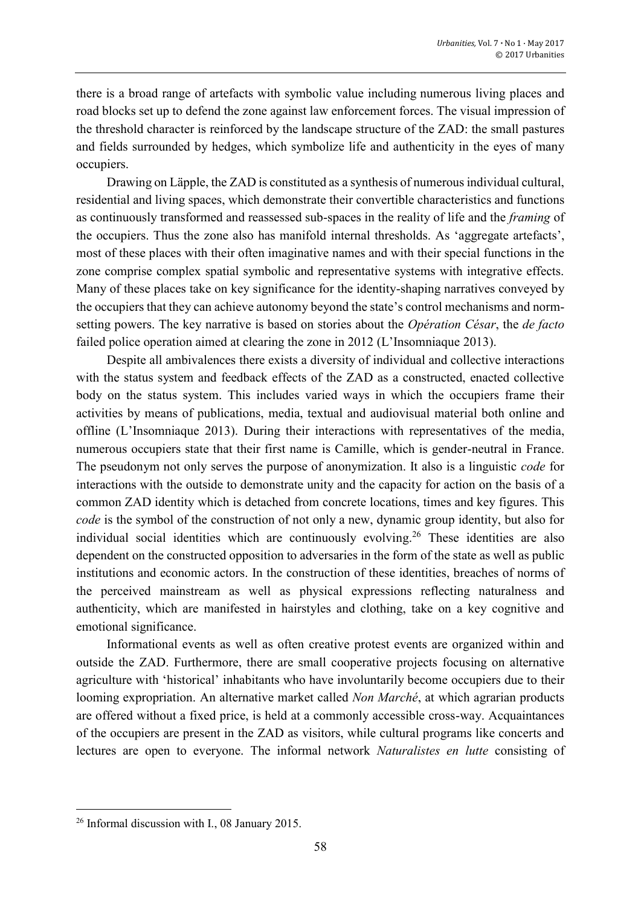there is a broad range of artefacts with symbolic value including numerous living places and road blocks set up to defend the zone against law enforcement forces. The visual impression of the threshold character is reinforced by the landscape structure of the ZAD: the small pastures and fields surrounded by hedges, which symbolize life and authenticity in the eyes of many occupiers.

Drawing on Läpple, the ZAD is constituted as a synthesis of numerous individual cultural, residential and living spaces, which demonstrate their convertible characteristics and functions as continuously transformed and reassessed sub-spaces in the reality of life and the *framing* of the occupiers. Thus the zone also has manifold internal thresholds. As 'aggregate artefacts', most of these places with their often imaginative names and with their special functions in the zone comprise complex spatial symbolic and representative systems with integrative effects. Many of these places take on key significance for the identity-shaping narratives conveyed by the occupiers that they can achieve autonomy beyond the state's control mechanisms and norm-setting powers. The key narrative is based on stories about the *Opération César*, the *de facto* failed police operation aimed at clearing the zone in 2012 (L'Insomniaque 2013).

Despite all ambivalences there exists a diversity of individual and collective interactions with the status system and feedback effects of the ZAD as a constructed, enacted collective body on the status system. This includes varied ways in which the occupiers frame their activities by means of publications, media, textual and audiovisual material both online and offline (L'Insomniaque 2013). During their interactions with representatives of the media, numerous occupiers state that their first name is Camille, which is gender-neutral in France. The pseudonym not only serves the purpose of anonymization. It also is a linguistic *code* for interactions with the outside to demonstrate unity and the capacity for action on the basis of a common ZAD identity which is detached from concrete locations, times and key figures. This *code* is the symbol of the construction of not only a new, dynamic group identity, but also for individual social identities which are continuously evolving.[26] These identities are also dependent on the constructed opposition to adversaries in the form of the state as well as public institutions and economic actors. In the construction of these identities, breaches of norms of the perceived mainstream as well as physical expressions reflecting naturalness and authenticity, which are manifested in hairstyles and clothing, take on a key cognitive and emotional significance.

Informational events as well as often creative protest events are organized within and outside the ZAD. Furthermore, there are small cooperative projects focusing on alternative agriculture with 'historical' inhabitants who have involuntarily become occupiers due to their looming expropriation. An alternative market called *Non Marché*, at which agrarian products are offered without a fixed price, is held at a commonly accessible cross-way. Acquaintances of the occupiers are present in the ZAD as visitors, while cultural programs like concerts and lectures are open to everyone. The informal network *Naturalistes en lutte* consisting of

---

[26] Informal discussion with I., 08 January 2015.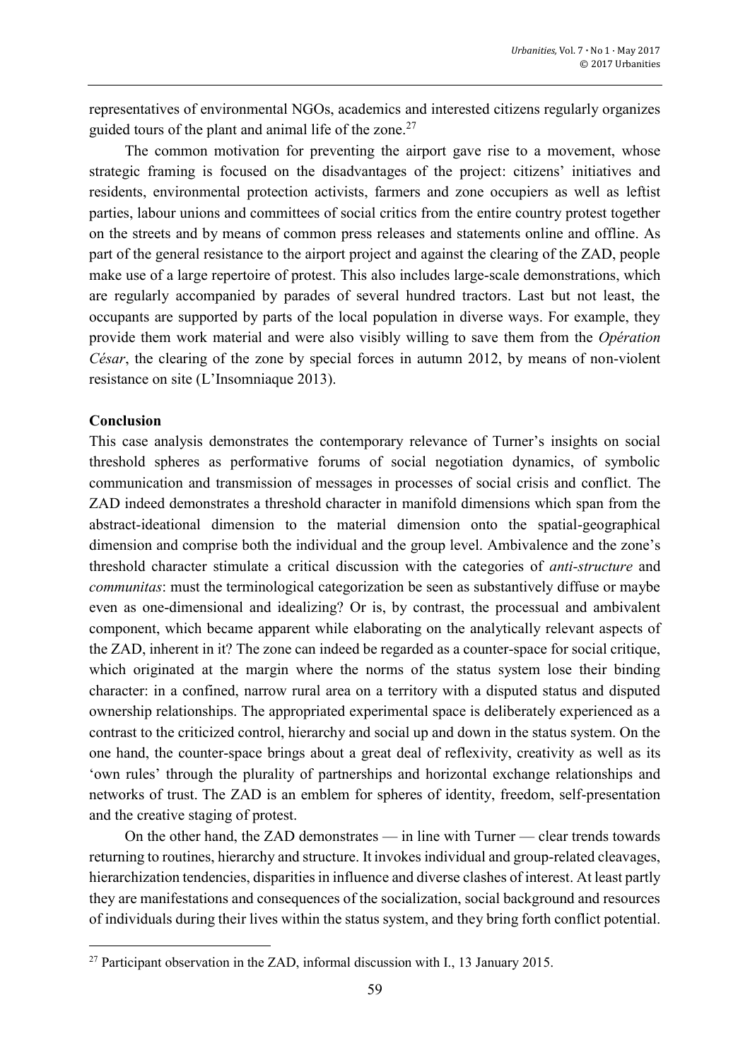representatives of environmental NGOs, academics and interested citizens regularly organizes guided tours of the plant and animal life of the zone.[27]

The common motivation for preventing the airport gave rise to a movement, whose strategic framing is focused on the disadvantages of the project: citizens' initiatives and residents, environmental protection activists, farmers and zone occupiers as well as leftist parties, labour unions and committees of social critics from the entire country protest together on the streets and by means of common press releases and statements online and offline. As part of the general resistance to the airport project and against the clearing of the ZAD, people make use of a large repertoire of protest. This also includes large-scale demonstrations, which are regularly accompanied by parades of several hundred tractors. Last but not least, the occupants are supported by parts of the local population in diverse ways. For example, they provide them work material and were also visibly willing to save them from the *Opération César*, the clearing of the zone by special forces in autumn 2012, by means of non-violent resistance on site (L'Insomniaque 2013).

**Conclusion**

This case analysis demonstrates the contemporary relevance of Turner's insights on social threshold spheres as performative forums of social negotiation dynamics, of symbolic communication and transmission of messages in processes of social crisis and conflict. The ZAD indeed demonstrates a threshold character in manifold dimensions which span from the abstract-ideational dimension to the material dimension onto the spatial-geographical dimension and comprise both the individual and the group level. Ambivalence and the zone's threshold character stimulate a critical discussion with the categories of *anti-structure* and *communitas*: must the terminological categorization be seen as substantively diffuse or maybe even as one-dimensional and idealizing? Or is, by contrast, the processual and ambivalent component, which became apparent while elaborating on the analytically relevant aspects of the ZAD, inherent in it? The zone can indeed be regarded as a counter-space for social critique, which originated at the margin where the norms of the status system lose their binding character: in a confined, narrow rural area on a territory with a disputed status and disputed ownership relationships. The appropriated experimental space is deliberately experienced as a contrast to the criticized control, hierarchy and social up and down in the status system. On the one hand, the counter-space brings about a great deal of reflexivity, creativity as well as its 'own rules' through the plurality of partnerships and horizontal exchange relationships and networks of trust. The ZAD is an emblem for spheres of identity, freedom, self-presentation and the creative staging of protest.

On the other hand, the ZAD demonstrates — in line with Turner — clear trends towards returning to routines, hierarchy and structure. It invokes individual and group-related cleavages, hierarchization tendencies, disparities in influence and diverse clashes of interest. At least partly they are manifestations and consequences of the socialization, social background and resources of individuals during their lives within the status system, and they bring forth conflict potential.

[27] Participant observation in the ZAD, informal discussion with I., 13 January 2015.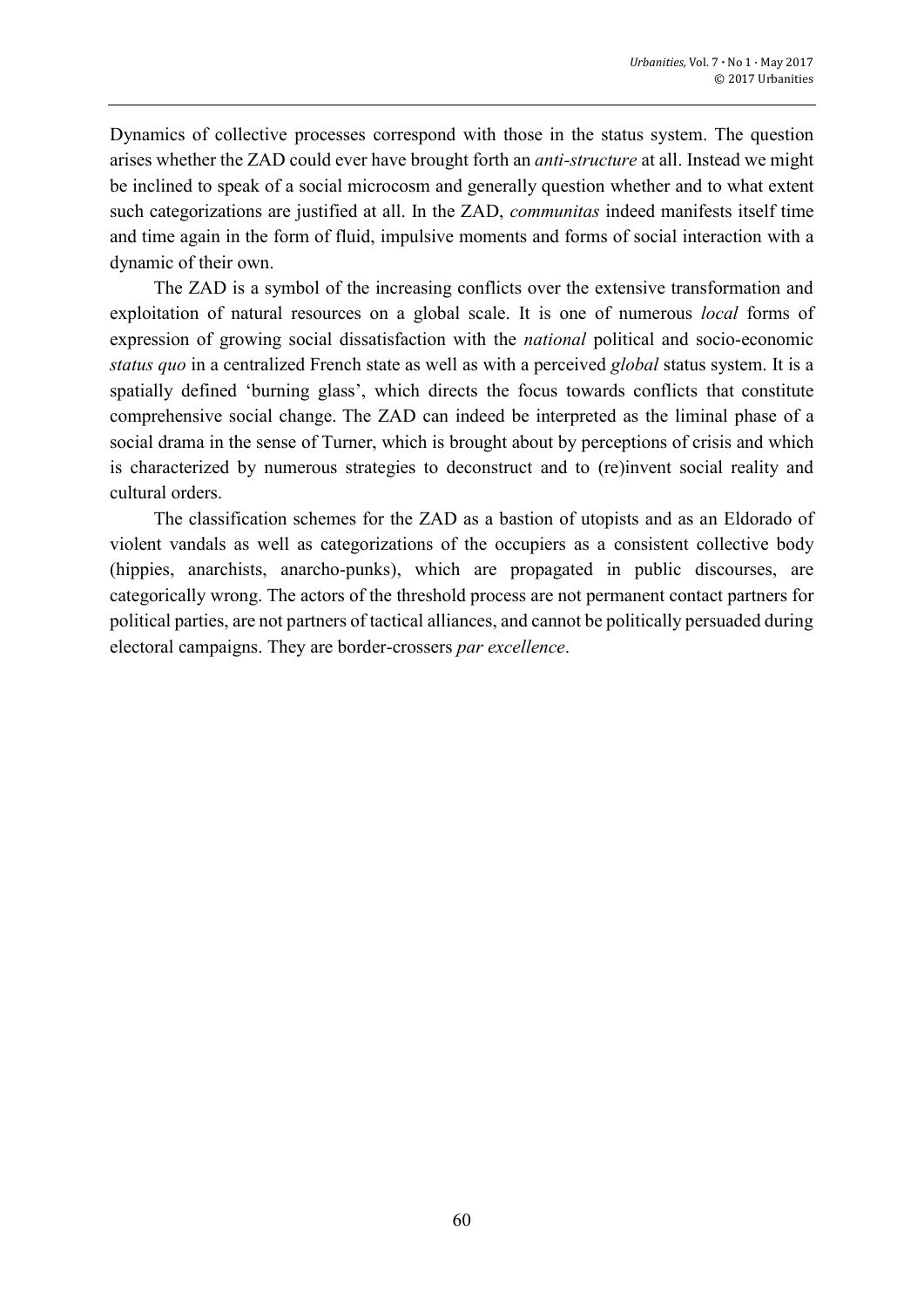Dynamics of collective processes correspond with those in the status system. The question arises whether the ZAD could ever have brought forth an *anti-structure* at all. Instead we might be inclined to speak of a social microcosm and generally question whether and to what extent such categorizations are justified at all. In the ZAD, *communitas* indeed manifests itself time and time again in the form of fluid, impulsive moments and forms of social interaction with a dynamic of their own.

The ZAD is a symbol of the increasing conflicts over the extensive transformation and exploitation of natural resources on a global scale. It is one of numerous *local* forms of expression of growing social dissatisfaction with the *national* political and socio-economic *status quo* in a centralized French state as well as with a perceived *global* status system. It is a spatially defined 'burning glass', which directs the focus towards conflicts that constitute comprehensive social change. The ZAD can indeed be interpreted as the liminal phase of a social drama in the sense of Turner, which is brought about by perceptions of crisis and which is characterized by numerous strategies to deconstruct and to (re)invent social reality and cultural orders.

The classification schemes for the ZAD as a bastion of utopists and as an Eldorado of violent vandals as well as categorizations of the occupiers as a consistent collective body (hippies, anarchists, anarcho-punks), which are propagated in public discourses, are categorically wrong. The actors of the threshold process are not permanent contact partners for political parties, are not partners of tactical alliances, and cannot be politically persuaded during electoral campaigns. They are border-crossers *par excellence*.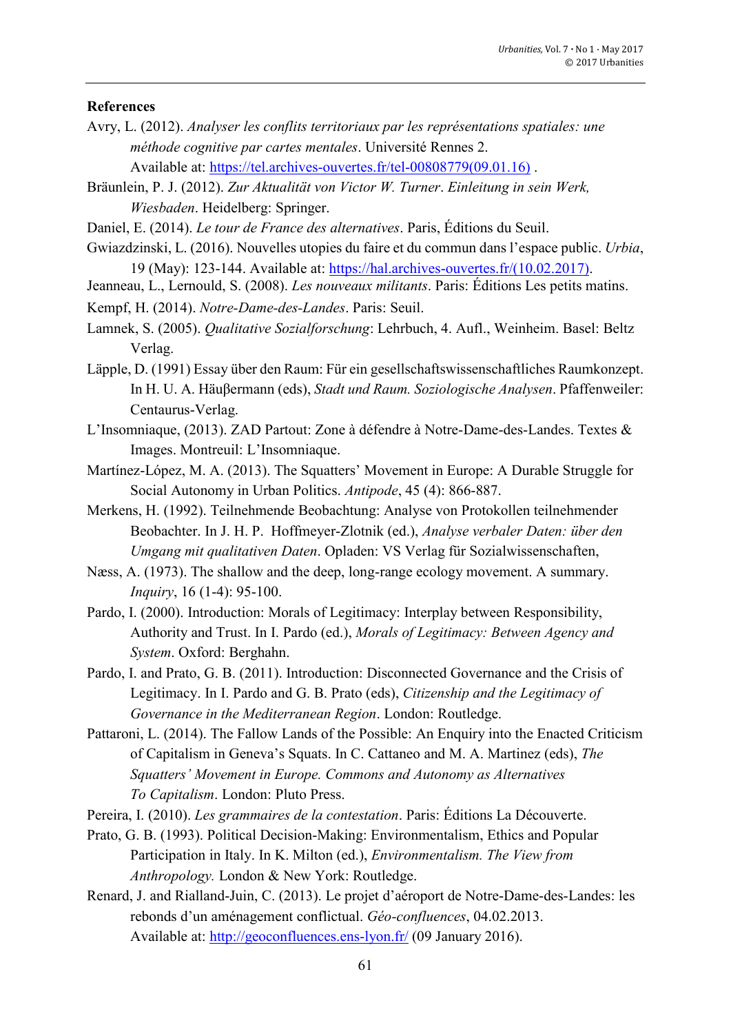**References**

Avry, L. (2012). *Analyser les conflits territoriaux par les représentations spatiales: une méthode cognitive par cartes mentales*. Université Rennes 2. Available at: https://tel.archives-ouvertes.fr/tel-00808779(09.01.16) .

Bräunlein, P. J. (2012). *Zur Aktualität von Victor W. Turner*. *Einleitung in sein Werk, Wiesbaden*. Heidelberg: Springer.

Daniel, E. (2014). *Le tour de France des alternatives*. Paris, Éditions du Seuil.

Gwiazdzinski, L. (2016). Nouvelles utopies du faire et du commun dans l'espace public. *Urbia*, 19 (May): 123-144. Available at: https://hal.archives-ouvertes.fr/(10.02.2017).

Jeanneau, L., Lernould, S. (2008). *Les nouveaux militants*. Paris: Éditions Les petits matins.

Kempf, H. (2014). *Notre-Dame-des-Landes*. Paris: Seuil.

Lamnek, S. (2005). *Qualitative Sozialforschung*: Lehrbuch, 4. Aufl., Weinheim. Basel: Beltz Verlag.

Läpple, D. (1991) Essay über den Raum: Für ein gesellschaftswissenschaftliches Raumkonzept. In H. U. A. Häuβermann (eds), *Stadt und Raum. Soziologische Analysen*. Pfaffenweiler: Centaurus-Verlag.

L'Insomniaque, (2013). ZAD Partout: Zone à défendre à Notre-Dame-des-Landes. Textes & Images. Montreuil: L'Insomniaque.

Martínez-López, M. A. (2013). The Squatters' Movement in Europe: A Durable Struggle for Social Autonomy in Urban Politics. *Antipode*, 45 (4): 866-887.

Merkens, H. (1992). Teilnehmende Beobachtung: Analyse von Protokollen teilnehmender Beobachter. In J. H. P. Hoffmeyer-Zlotnik (ed.), *Analyse verbaler Daten: über den Umgang mit qualitativen Daten*. Opladen: VS Verlag für Sozialwissenschaften,

Næss, A. (1973). The shallow and the deep, long-range ecology movement. A summary. *Inquiry*, 16 (1-4): 95-100.

Pardo, I. (2000). Introduction: Morals of Legitimacy: Interplay between Responsibility, Authority and Trust. In I. Pardo (ed.), *Morals of Legitimacy: Between Agency and System*. Oxford: Berghahn.

Pardo, I. and Prato, G. B. (2011). Introduction: Disconnected Governance and the Crisis of Legitimacy. In I. Pardo and G. B. Prato (eds), *Citizenship and the Legitimacy of Governance in the Mediterranean Region*. London: Routledge.

Pattaroni, L. (2014). The Fallow Lands of the Possible: An Enquiry into the Enacted Criticism of Capitalism in Geneva's Squats. In C. Cattaneo and M. A. Martinez (eds), *The Squatters' Movement in Europe. Commons and Autonomy as Alternatives To Capitalism*. London: Pluto Press.

Pereira, I. (2010). *Les grammaires de la contestation*. Paris: Éditions La Découverte.

Prato, G. B. (1993). Political Decision-Making: Environmentalism, Ethics and Popular Participation in Italy. In K. Milton (ed.), *Environmentalism. The View from Anthropology.* London & New York: Routledge.

Renard, J. and Rialland-Juin, C. (2013). Le projet d'aéroport de Notre-Dame-des-Landes: les rebonds d'un aménagement conflictual. *Géo-confluences*, 04.02.2013. Available at: http://geoconfluences.ens-lyon.fr/ (09 January 2016).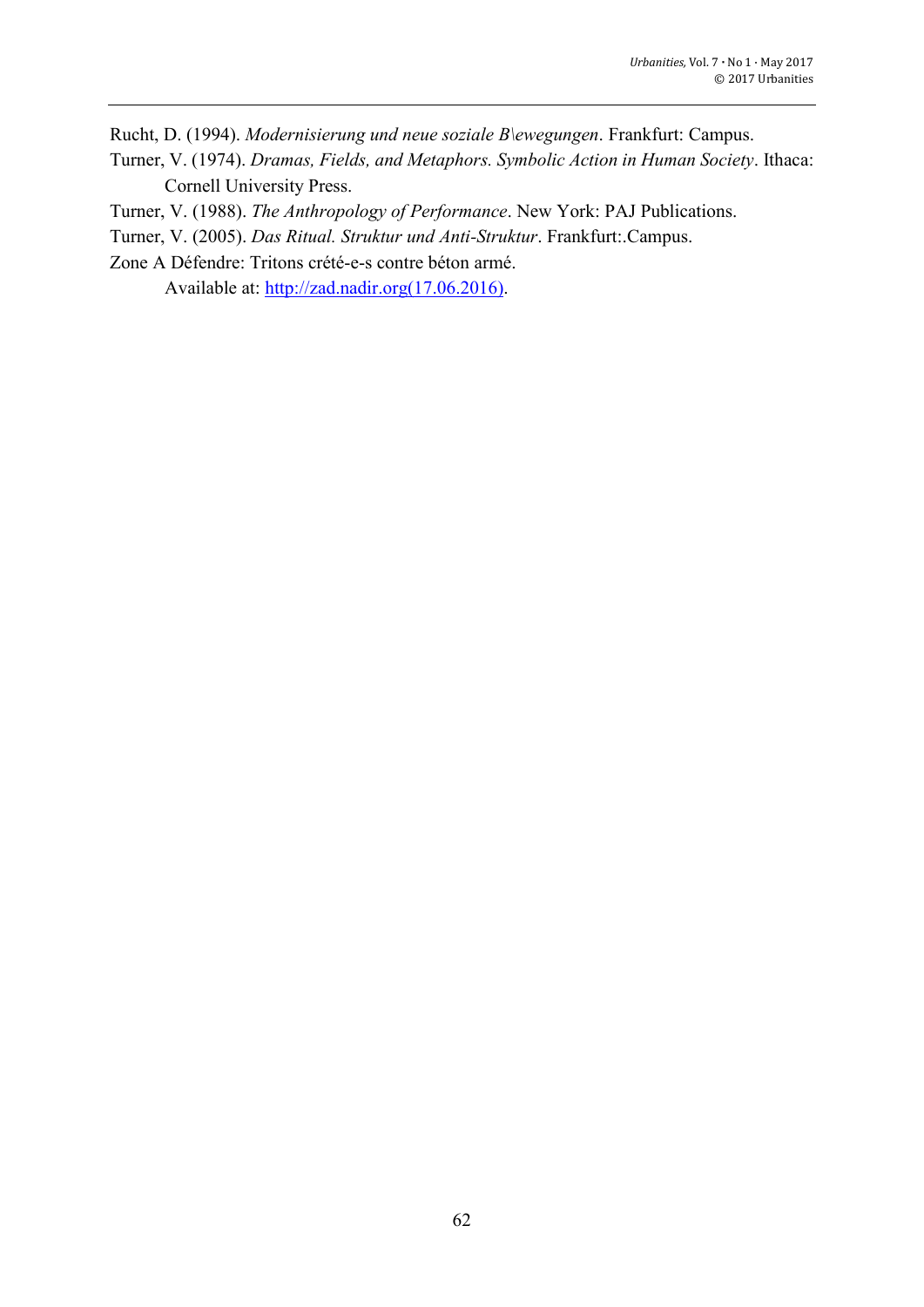Rucht, D. (1994). *Modernisierung und neue soziale B\ewegungen*. Frankfurt: Campus.

Turner, V. (1974). *Dramas, Fields, and Metaphors. Symbolic Action in Human Society*. Ithaca: Cornell University Press.

Turner, V. (1988). *The Anthropology of Performance*. New York: PAJ Publications.

Turner, V. (2005). *Das Ritual. Struktur und Anti-Struktur*. Frankfurt:.Campus.

Zone A Défendre: Tritons crété-e-s contre béton armé.
Available at: http://zad.nadir.org(17.06.2016).